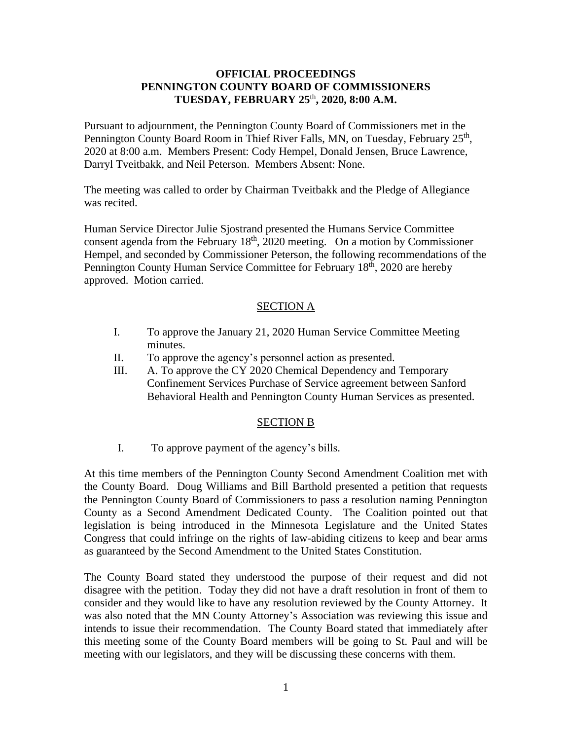# OFFICIAL PROCEEDINGS
# PENNINGTON COUNTY BOARD OF COMMISSIONERS
# TUESDAY, FEBRUARY 25th, 2020, 8:00 A.M.

Pursuant to adjournment, the Pennington County Board of Commissioners met in the Pennington County Board Room in Thief River Falls, MN, on Tuesday, February 25th, 2020 at 8:00 a.m. Members Present: Cody Hempel, Donald Jensen, Bruce Lawrence, Darryl Tveitbakk, and Neil Peterson. Members Absent: None.

The meeting was called to order by Chairman Tveitbakk and the Pledge of Allegiance was recited.

Human Service Director Julie Sjostrand presented the Humans Service Committee consent agenda from the February 18th, 2020 meeting. On a motion by Commissioner Hempel, and seconded by Commissioner Peterson, the following recommendations of the Pennington County Human Service Committee for February 18th, 2020 are hereby approved. Motion carried.

## SECTION A

I. To approve the January 21, 2020 Human Service Committee Meeting minutes.

II. To approve the agency's personnel action as presented.

III. A. To approve the CY 2020 Chemical Dependency and Temporary Confinement Services Purchase of Service agreement between Sanford Behavioral Health and Pennington County Human Services as presented.

## SECTION B

I. To approve payment of the agency's bills.

At this time members of the Pennington County Second Amendment Coalition met with the County Board. Doug Williams and Bill Barthold presented a petition that requests the Pennington County Board of Commissioners to pass a resolution naming Pennington County as a Second Amendment Dedicated County. The Coalition pointed out that legislation is being introduced in the Minnesota Legislature and the United States Congress that could infringe on the rights of law-abiding citizens to keep and bear arms as guaranteed by the Second Amendment to the United States Constitution.

The County Board stated they understood the purpose of their request and did not disagree with the petition. Today they did not have a draft resolution in front of them to consider and they would like to have any resolution reviewed by the County Attorney. It was also noted that the MN County Attorney's Association was reviewing this issue and intends to issue their recommendation. The County Board stated that immediately after this meeting some of the County Board members will be going to St. Paul and will be meeting with our legislators, and they will be discussing these concerns with them.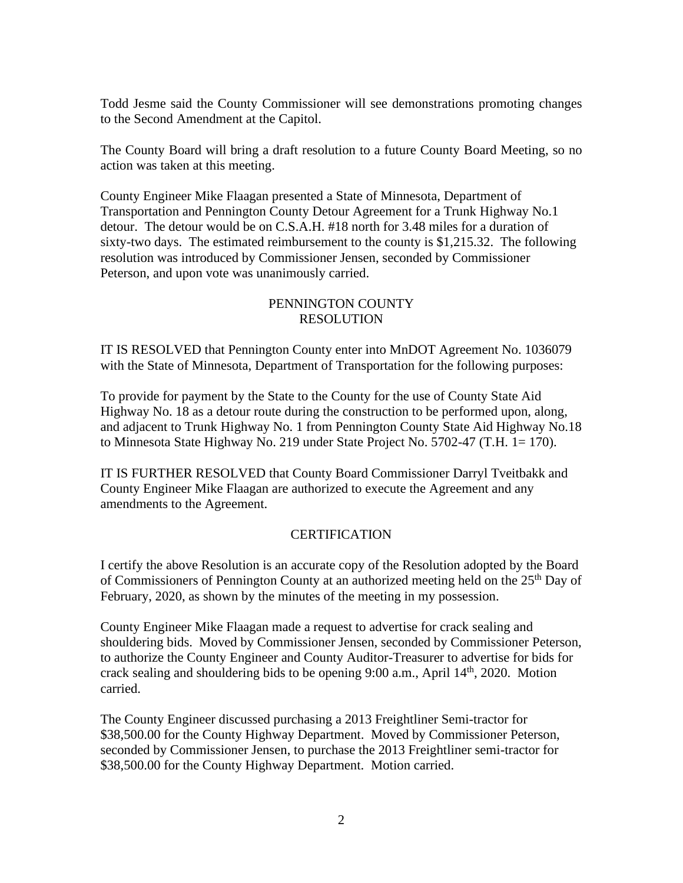Todd Jesme said the County Commissioner will see demonstrations promoting changes to the Second Amendment at the Capitol.

The County Board will bring a draft resolution to a future County Board Meeting, so no action was taken at this meeting.

County Engineer Mike Flaagan presented a State of Minnesota, Department of Transportation and Pennington County Detour Agreement for a Trunk Highway No.1 detour. The detour would be on C.S.A.H. #18 north for 3.48 miles for a duration of sixty-two days. The estimated reimbursement to the county is $1,215.32. The following resolution was introduced by Commissioner Jensen, seconded by Commissioner Peterson, and upon vote was unanimously carried.

PENNINGTON COUNTY
RESOLUTION

IT IS RESOLVED that Pennington County enter into MnDOT Agreement No. 1036079 with the State of Minnesota, Department of Transportation for the following purposes:

To provide for payment by the State to the County for the use of County State Aid Highway No. 18 as a detour route during the construction to be performed upon, along, and adjacent to Trunk Highway No. 1 from Pennington County State Aid Highway No.18 to Minnesota State Highway No. 219 under State Project No. 5702-47 (T.H. 1= 170).

IT IS FURTHER RESOLVED that County Board Commissioner Darryl Tveitbakk and County Engineer Mike Flaagan are authorized to execute the Agreement and any amendments to the Agreement.

CERTIFICATION

I certify the above Resolution is an accurate copy of the Resolution adopted by the Board of Commissioners of Pennington County at an authorized meeting held on the 25th Day of February, 2020, as shown by the minutes of the meeting in my possession.

County Engineer Mike Flaagan made a request to advertise for crack sealing and shouldering bids. Moved by Commissioner Jensen, seconded by Commissioner Peterson, to authorize the County Engineer and County Auditor-Treasurer to advertise for bids for crack sealing and shouldering bids to be opening 9:00 a.m., April 14th, 2020. Motion carried.

The County Engineer discussed purchasing a 2013 Freightliner Semi-tractor for $38,500.00 for the County Highway Department. Moved by Commissioner Peterson, seconded by Commissioner Jensen, to purchase the 2013 Freightliner semi-tractor for $38,500.00 for the County Highway Department. Motion carried.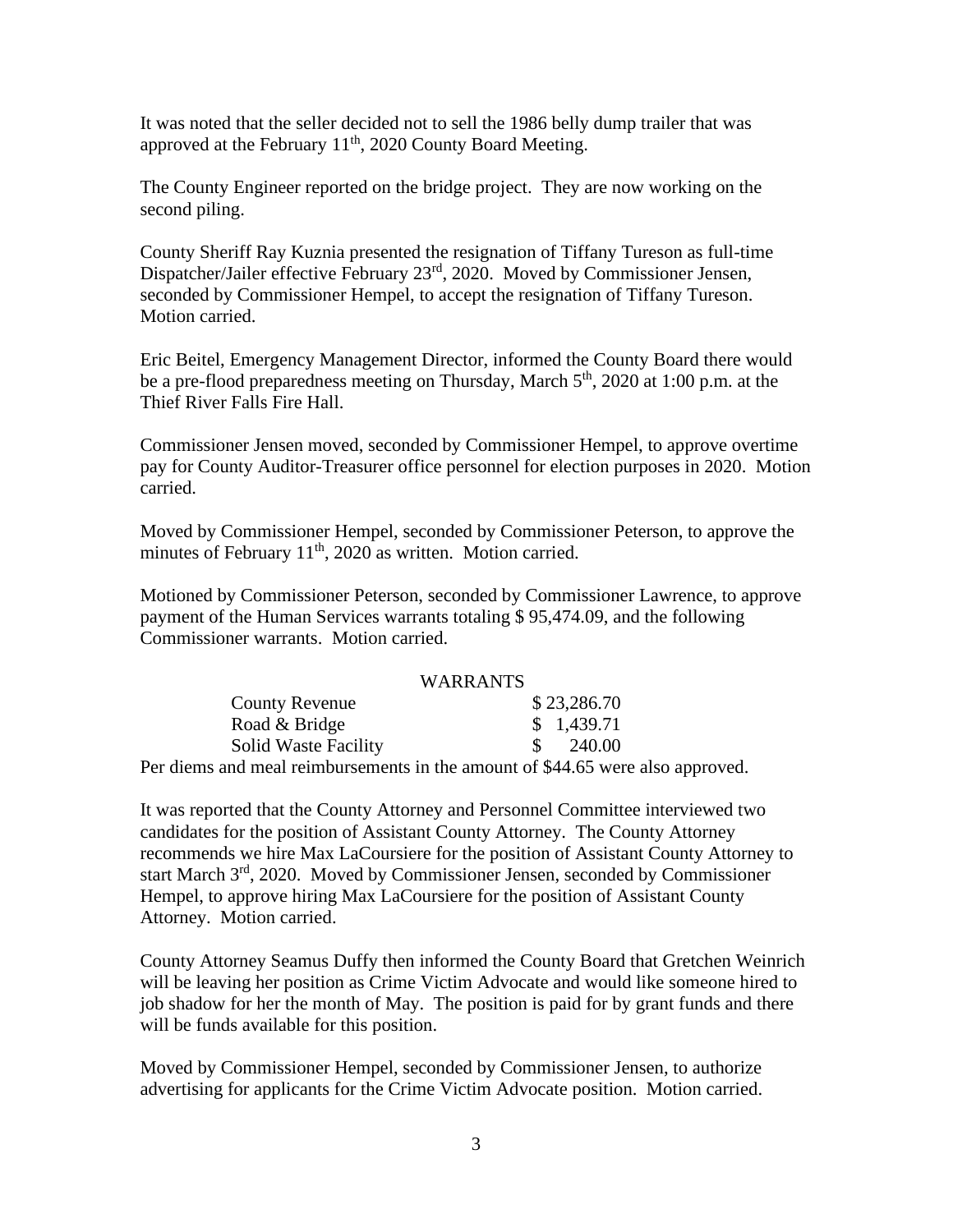It was noted that the seller decided not to sell the 1986 belly dump trailer that was approved at the February 11th, 2020 County Board Meeting.

The County Engineer reported on the bridge project. They are now working on the second piling.

County Sheriff Ray Kuznia presented the resignation of Tiffany Tureson as full-time Dispatcher/Jailer effective February 23rd, 2020. Moved by Commissioner Jensen, seconded by Commissioner Hempel, to accept the resignation of Tiffany Tureson. Motion carried.

Eric Beitel, Emergency Management Director, informed the County Board there would be a pre-flood preparedness meeting on Thursday, March 5th, 2020 at 1:00 p.m. at the Thief River Falls Fire Hall.

Commissioner Jensen moved, seconded by Commissioner Hempel, to approve overtime pay for County Auditor-Treasurer office personnel for election purposes in 2020. Motion carried.

Moved by Commissioner Hempel, seconded by Commissioner Peterson, to approve the minutes of February 11th, 2020 as written. Motion carried.

Motioned by Commissioner Peterson, seconded by Commissioner Lawrence, to approve payment of the Human Services warrants totaling $ 95,474.09, and the following Commissioner warrants. Motion carried.

| WARRANTS | |
|---|---|
| County Revenue | $ 23,286.70 |
| Road & Bridge | $ 1,439.71 |
| Solid Waste Facility | $ 240.00 |

Per diems and meal reimbursements in the amount of $44.65 were also approved.

It was reported that the County Attorney and Personnel Committee interviewed two candidates for the position of Assistant County Attorney. The County Attorney recommends we hire Max LaCoursiere for the position of Assistant County Attorney to start March 3rd, 2020. Moved by Commissioner Jensen, seconded by Commissioner Hempel, to approve hiring Max LaCoursiere for the position of Assistant County Attorney. Motion carried.

County Attorney Seamus Duffy then informed the County Board that Gretchen Weinrich will be leaving her position as Crime Victim Advocate and would like someone hired to job shadow for her the month of May. The position is paid for by grant funds and there will be funds available for this position.

Moved by Commissioner Hempel, seconded by Commissioner Jensen, to authorize advertising for applicants for the Crime Victim Advocate position. Motion carried.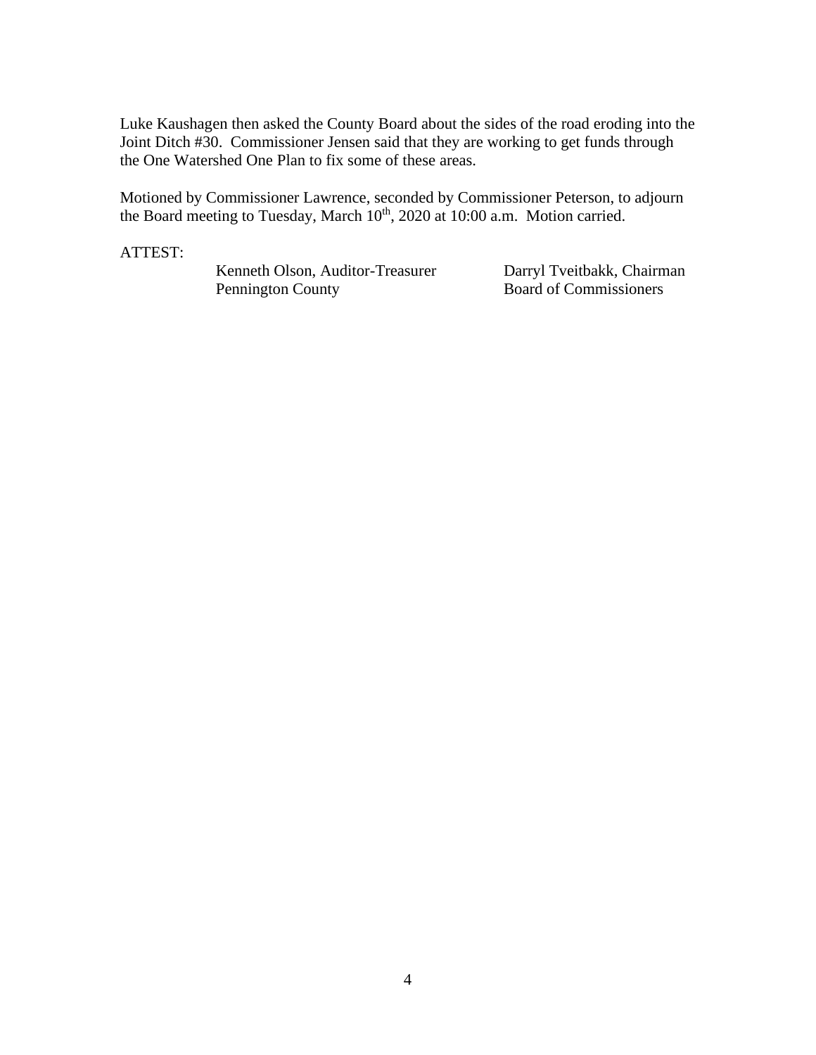Luke Kaushagen then asked the County Board about the sides of the road eroding into the Joint Ditch #30. Commissioner Jensen said that they are working to get funds through the One Watershed One Plan to fix some of these areas.

Motioned by Commissioner Lawrence, seconded by Commissioner Peterson, to adjourn the Board meeting to Tuesday, March 10th, 2020 at 10:00 a.m. Motion carried.

ATTEST:

| | |
|---|---|
| Kenneth Olson, Auditor-Treasurer | Darryl Tveitbakk, Chairman |
| Pennington County | Board of Commissioners |